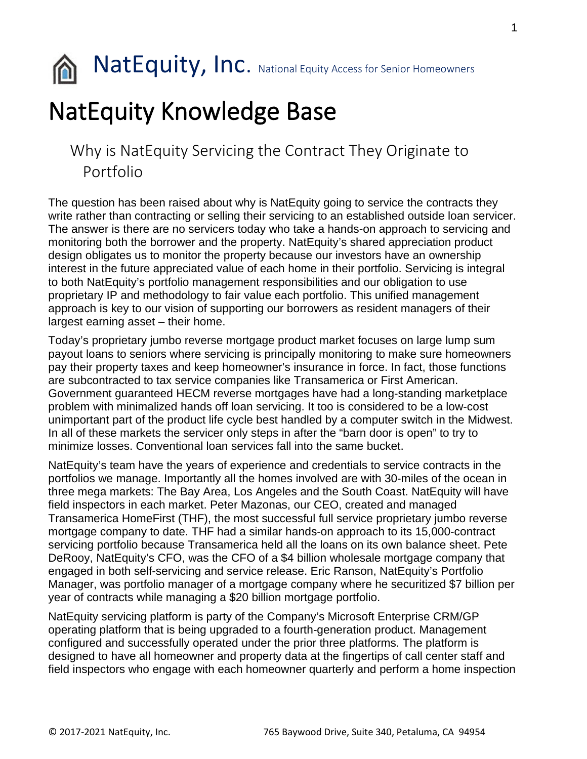# NatEquity, Inc. National Equity Access for Senior Homeowners

# NatEquity Knowledge Base

## Why is NatEquity Servicing the Contract They Originate to Portfolio

The question has been raised about why is NatEquity going to service the contracts they write rather than contracting or selling their servicing to an established outside loan servicer. The answer is there are no servicers today who take a hands-on approach to servicing and monitoring both the borrower and the property. NatEquity's shared appreciation product design obligates us to monitor the property because our investors have an ownership interest in the future appreciated value of each home in their portfolio. Servicing is integral to both NatEquity's portfolio management responsibilities and our obligation to use proprietary IP and methodology to fair value each portfolio. This unified management approach is key to our vision of supporting our borrowers as resident managers of their largest earning asset – their home.

Today's proprietary jumbo reverse mortgage product market focuses on large lump sum payout loans to seniors where servicing is principally monitoring to make sure homeowners pay their property taxes and keep homeowner's insurance in force. In fact, those functions are subcontracted to tax service companies like Transamerica or First American. Government guaranteed HECM reverse mortgages have had a long-standing marketplace problem with minimalized hands off loan servicing. It too is considered to be a low-cost unimportant part of the product life cycle best handled by a computer switch in the Midwest. In all of these markets the servicer only steps in after the "barn door is open" to try to minimize losses. Conventional loan services fall into the same bucket.

NatEquity's team have the years of experience and credentials to service contracts in the portfolios we manage. Importantly all the homes involved are with 30-miles of the ocean in three mega markets: The Bay Area, Los Angeles and the South Coast. NatEquity will have field inspectors in each market. Peter Mazonas, our CEO, created and managed Transamerica HomeFirst (THF), the most successful full service proprietary jumbo reverse mortgage company to date. THF had a similar hands-on approach to its 15,000-contract servicing portfolio because Transamerica held all the loans on its own balance sheet. Pete DeRooy, NatEquity's CFO, was the CFO of a $4 billion wholesale mortgage company that engaged in both self-servicing and service release. Eric Ranson, NatEquity's Portfolio Manager, was portfolio manager of a mortgage company where he securitized $7 billion per year of contracts while managing a $20 billion mortgage portfolio.

NatEquity servicing platform is party of the Company's Microsoft Enterprise CRM/GP operating platform that is being upgraded to a fourth-generation product. Management configured and successfully operated under the prior three platforms. The platform is designed to have all homeowner and property data at the fingertips of call center staff and field inspectors who engage with each homeowner quarterly and perform a home inspection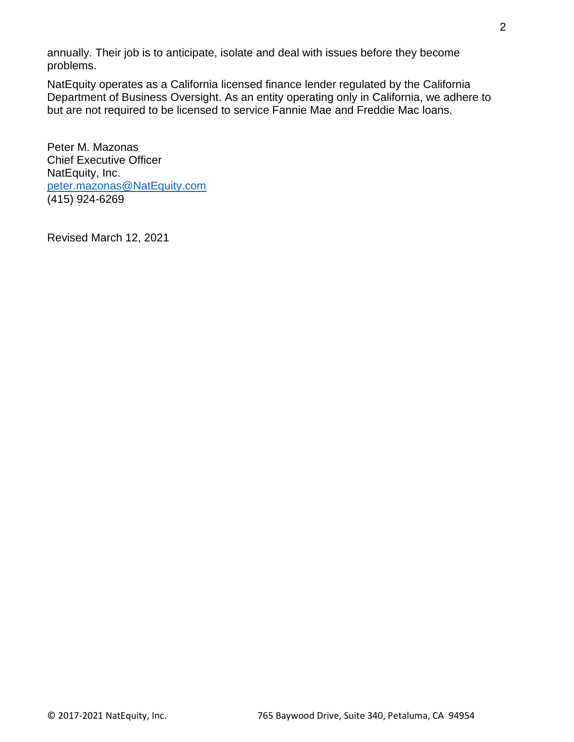annually. Their job is to anticipate, isolate and deal with issues before they become problems.

NatEquity operates as a California licensed finance lender regulated by the California Department of Business Oversight. As an entity operating only in California, we adhere to but are not required to be licensed to service Fannie Mae and Freddie Mac loans.

Peter M. Mazonas
Chief Executive Officer
NatEquity, Inc.
peter.mazonas@NatEquity.com
(415) 924-6269

Revised March 12, 2021